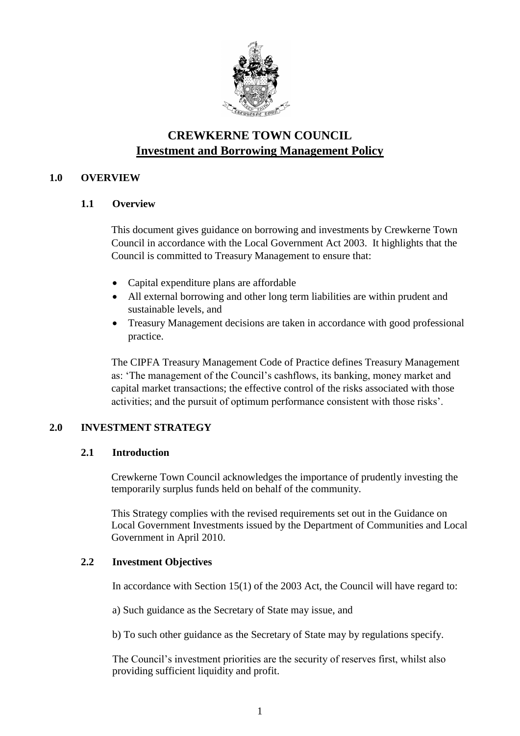# CREWKERNE TOWN COUNCIL
## Investment and Borrowing Management Policy

### 1.0 OVERVIEW

#### 1.1 Overview

This document gives guidance on borrowing and investments by Crewkerne Town Council in accordance with the Local Government Act 2003. It highlights that the Council is committed to Treasury Management to ensure that:

- Capital expenditure plans are affordable
- All external borrowing and other long term liabilities are within prudent and sustainable levels, and
- Treasury Management decisions are taken in accordance with good professional practice.

The CIPFA Treasury Management Code of Practice defines Treasury Management as: 'The management of the Council's cashflows, its banking, money market and capital market transactions; the effective control of the risks associated with those activities; and the pursuit of optimum performance consistent with those risks'.

### 2.0 INVESTMENT STRATEGY

#### 2.1 Introduction

Crewkerne Town Council acknowledges the importance of prudently investing the temporarily surplus funds held on behalf of the community.

This Strategy complies with the revised requirements set out in the Guidance on Local Government Investments issued by the Department of Communities and Local Government in April 2010.

#### 2.2 Investment Objectives

In accordance with Section 15(1) of the 2003 Act, the Council will have regard to:

a) Such guidance as the Secretary of State may issue, and

b) To such other guidance as the Secretary of State may by regulations specify.

The Council's investment priorities are the security of reserves first, whilst also providing sufficient liquidity and profit.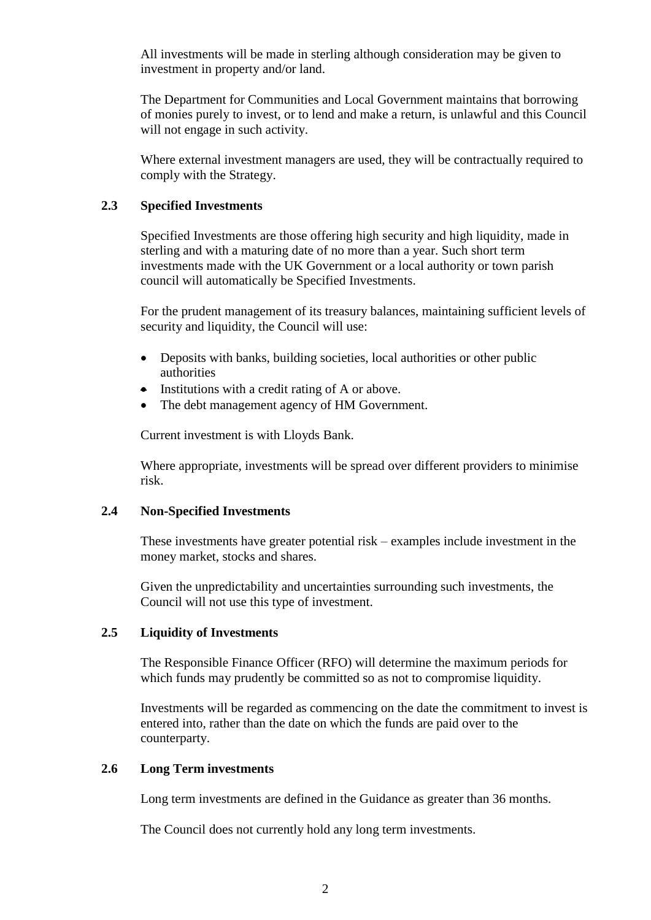All investments will be made in sterling although consideration may be given to investment in property and/or land.

The Department for Communities and Local Government maintains that borrowing of monies purely to invest, or to lend and make a return, is unlawful and this Council will not engage in such activity.

Where external investment managers are used, they will be contractually required to comply with the Strategy.

### 2.3 Specified Investments

Specified Investments are those offering high security and high liquidity, made in sterling and with a maturing date of no more than a year. Such short term investments made with the UK Government or a local authority or town parish council will automatically be Specified Investments.

For the prudent management of its treasury balances, maintaining sufficient levels of security and liquidity, the Council will use:

- Deposits with banks, building societies, local authorities or other public authorities
- Institutions with a credit rating of A or above.
- The debt management agency of HM Government.

Current investment is with Lloyds Bank.

Where appropriate, investments will be spread over different providers to minimise risk.

### 2.4 Non-Specified Investments

These investments have greater potential risk – examples include investment in the money market, stocks and shares.

Given the unpredictability and uncertainties surrounding such investments, the Council will not use this type of investment.

### 2.5 Liquidity of Investments

The Responsible Finance Officer (RFO) will determine the maximum periods for which funds may prudently be committed so as not to compromise liquidity.

Investments will be regarded as commencing on the date the commitment to invest is entered into, rather than the date on which the funds are paid over to the counterparty.

### 2.6 Long Term investments

Long term investments are defined in the Guidance as greater than 36 months.

The Council does not currently hold any long term investments.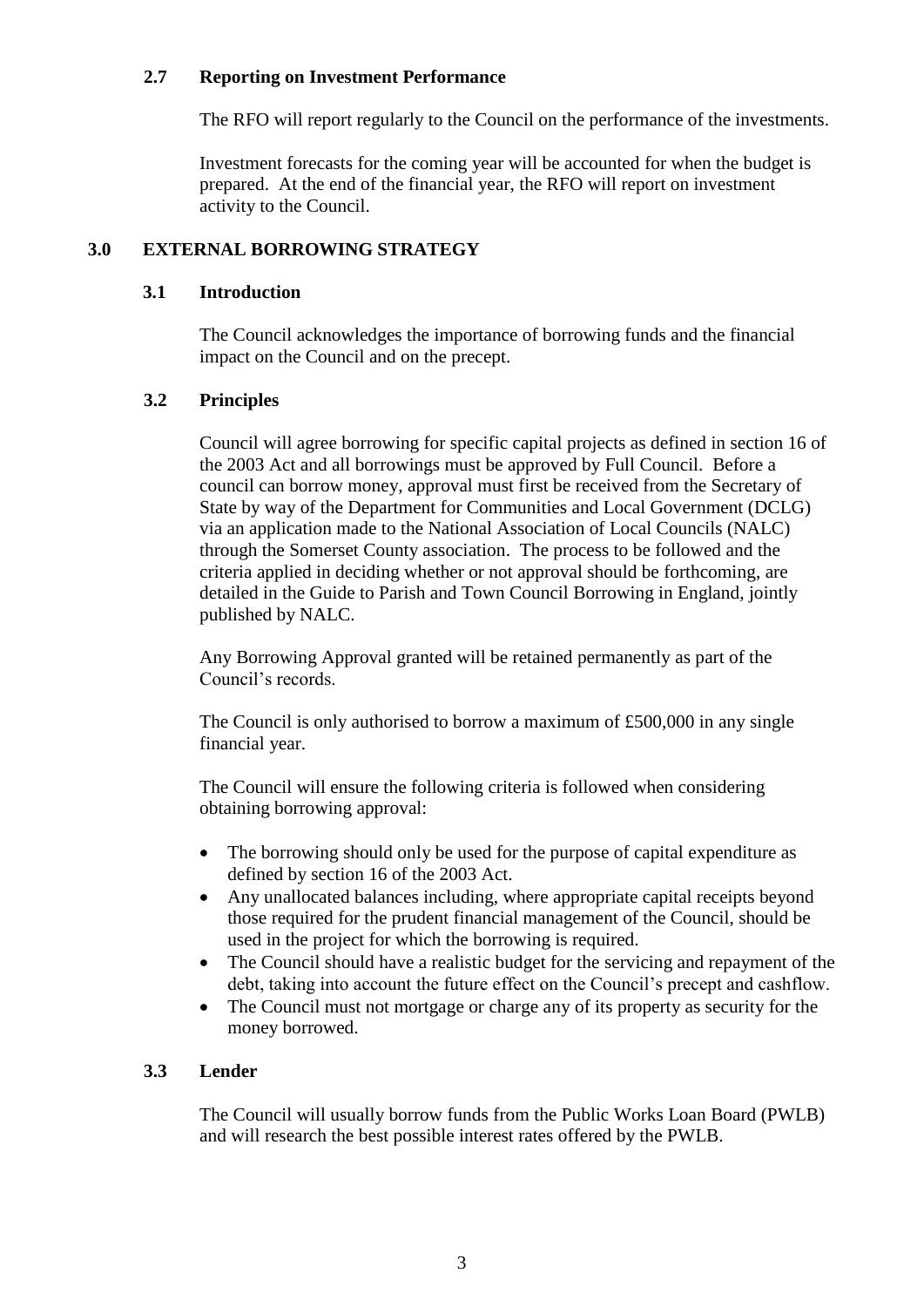### 2.7 Reporting on Investment Performance

The RFO will report regularly to the Council on the performance of the investments.

Investment forecasts for the coming year will be accounted for when the budget is prepared. At the end of the financial year, the RFO will report on investment activity to the Council.

## 3.0 EXTERNAL BORROWING STRATEGY

### 3.1 Introduction

The Council acknowledges the importance of borrowing funds and the financial impact on the Council and on the precept.

### 3.2 Principles

Council will agree borrowing for specific capital projects as defined in section 16 of the 2003 Act and all borrowings must be approved by Full Council. Before a council can borrow money, approval must first be received from the Secretary of State by way of the Department for Communities and Local Government (DCLG) via an application made to the National Association of Local Councils (NALC) through the Somerset County association. The process to be followed and the criteria applied in deciding whether or not approval should be forthcoming, are detailed in the Guide to Parish and Town Council Borrowing in England, jointly published by NALC.

Any Borrowing Approval granted will be retained permanently as part of the Council's records.

The Council is only authorised to borrow a maximum of £500,000 in any single financial year.

The Council will ensure the following criteria is followed when considering obtaining borrowing approval:

- The borrowing should only be used for the purpose of capital expenditure as defined by section 16 of the 2003 Act.
- Any unallocated balances including, where appropriate capital receipts beyond those required for the prudent financial management of the Council, should be used in the project for which the borrowing is required.
- The Council should have a realistic budget for the servicing and repayment of the debt, taking into account the future effect on the Council's precept and cashflow.
- The Council must not mortgage or charge any of its property as security for the money borrowed.

### 3.3 Lender

The Council will usually borrow funds from the Public Works Loan Board (PWLB) and will research the best possible interest rates offered by the PWLB.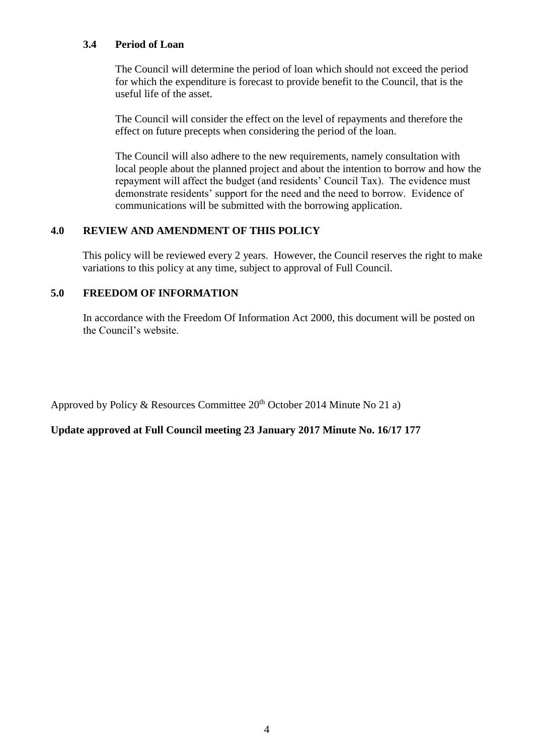### 3.4 Period of Loan

The Council will determine the period of loan which should not exceed the period for which the expenditure is forecast to provide benefit to the Council, that is the useful life of the asset.

The Council will consider the effect on the level of repayments and therefore the effect on future precepts when considering the period of the loan.

The Council will also adhere to the new requirements, namely consultation with local people about the planned project and about the intention to borrow and how the repayment will affect the budget (and residents' Council Tax). The evidence must demonstrate residents' support for the need and the need to borrow. Evidence of communications will be submitted with the borrowing application.

## 4.0 REVIEW AND AMENDMENT OF THIS POLICY

This policy will be reviewed every 2 years. However, the Council reserves the right to make variations to this policy at any time, subject to approval of Full Council.

## 5.0 FREEDOM OF INFORMATION

In accordance with the Freedom Of Information Act 2000, this document will be posted on the Council's website.

Approved by Policy & Resources Committee 20th October 2014 Minute No 21 a)

**Update approved at Full Council meeting 23 January 2017 Minute No. 16/17 177**